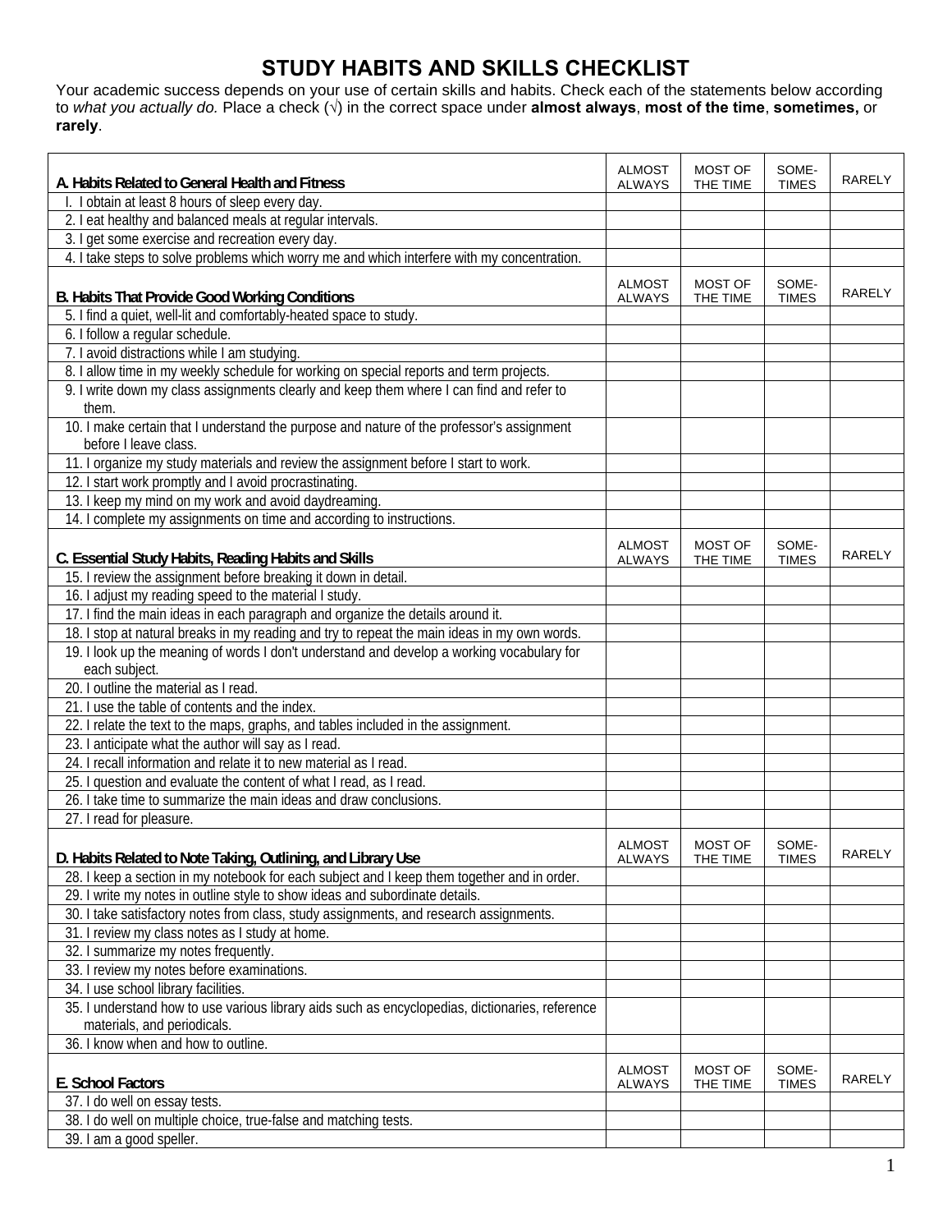# STUDY HABITS AND SKILLS CHECKLIST

Your academic success depends on your use of certain skills and habits. Check each of the statements below according to *what you actually do.* Place a check (√) in the correct space under **almost always**, **most of the time**, **sometimes,** or **rarely**.

| A. Habits Related to General Health and Fitness | ALMOST ALWAYS | MOST OF THE TIME | SOME-TIMES | RARELY |
|---|---|---|---|---|
| I. I obtain at least 8 hours of sleep every day. | | | | |
| 2. I eat healthy and balanced meals at regular intervals. | | | | |
| 3. I get some exercise and recreation every day. | | | | |
| 4. I take steps to solve problems which worry me and which interfere with my concentration. | | | | |
| **B. Habits That Provide Good Working Conditions** | **ALMOST ALWAYS** | **MOST OF THE TIME** | **SOME-TIMES** | **RARELY** |
| 5. I find a quiet, well-lit and comfortably-heated space to study. | | | | |
| 6. I follow a regular schedule. | | | | |
| 7. I avoid distractions while I am studying. | | | | |
| 8. I allow time in my weekly schedule for working on special reports and term projects. | | | | |
| 9. I write down my class assignments clearly and keep them where I can find and refer to them. | | | | |
| 10. I make certain that I understand the purpose and nature of the professor's assignment before I leave class. | | | | |
| 11. I organize my study materials and review the assignment before I start to work. | | | | |
| 12. I start work promptly and I avoid procrastinating. | | | | |
| 13. I keep my mind on my work and avoid daydreaming. | | | | |
| 14. I complete my assignments on time and according to instructions. | | | | |
| **C. Essential Study Habits, Reading Habits and Skills** | **ALMOST ALWAYS** | **MOST OF THE TIME** | **SOME-TIMES** | **RARELY** |
| 15. I review the assignment before breaking it down in detail. | | | | |
| 16. I adjust my reading speed to the material I study. | | | | |
| 17. I find the main ideas in each paragraph and organize the details around it. | | | | |
| 18. I stop at natural breaks in my reading and try to repeat the main ideas in my own words. | | | | |
| 19. I look up the meaning of words I don't understand and develop a working vocabulary for each subject. | | | | |
| 20. I outline the material as I read. | | | | |
| 21. I use the table of contents and the index. | | | | |
| 22. I relate the text to the maps, graphs, and tables included in the assignment. | | | | |
| 23. I anticipate what the author will say as I read. | | | | |
| 24. I recall information and relate it to new material as I read. | | | | |
| 25. I question and evaluate the content of what I read, as I read. | | | | |
| 26. I take time to summarize the main ideas and draw conclusions. | | | | |
| 27. I read for pleasure. | | | | |
| **D. Habits Related to Note Taking, Outlining, and Library Use** | **ALMOST ALWAYS** | **MOST OF THE TIME** | **SOME-TIMES** | **RARELY** |
| 28. I keep a section in my notebook for each subject and I keep them together and in order. | | | | |
| 29. I write my notes in outline style to show ideas and subordinate details. | | | | |
| 30. I take satisfactory notes from class, study assignments, and research assignments. | | | | |
| 31. I review my class notes as I study at home. | | | | |
| 32. I summarize my notes frequently. | | | | |
| 33. I review my notes before examinations. | | | | |
| 34. I use school library facilities. | | | | |
| 35. I understand how to use various library aids such as encyclopedias, dictionaries, reference materials, and periodicals. | | | | |
| 36. I know when and how to outline. | | | | |
| **E. School Factors** | **ALMOST ALWAYS** | **MOST OF THE TIME** | **SOME-TIMES** | **RARELY** |
| 37. I do well on essay tests. | | | | |
| 38. I do well on multiple choice, true-false and matching tests. | | | | |
| 39. I am a good speller. | | | | |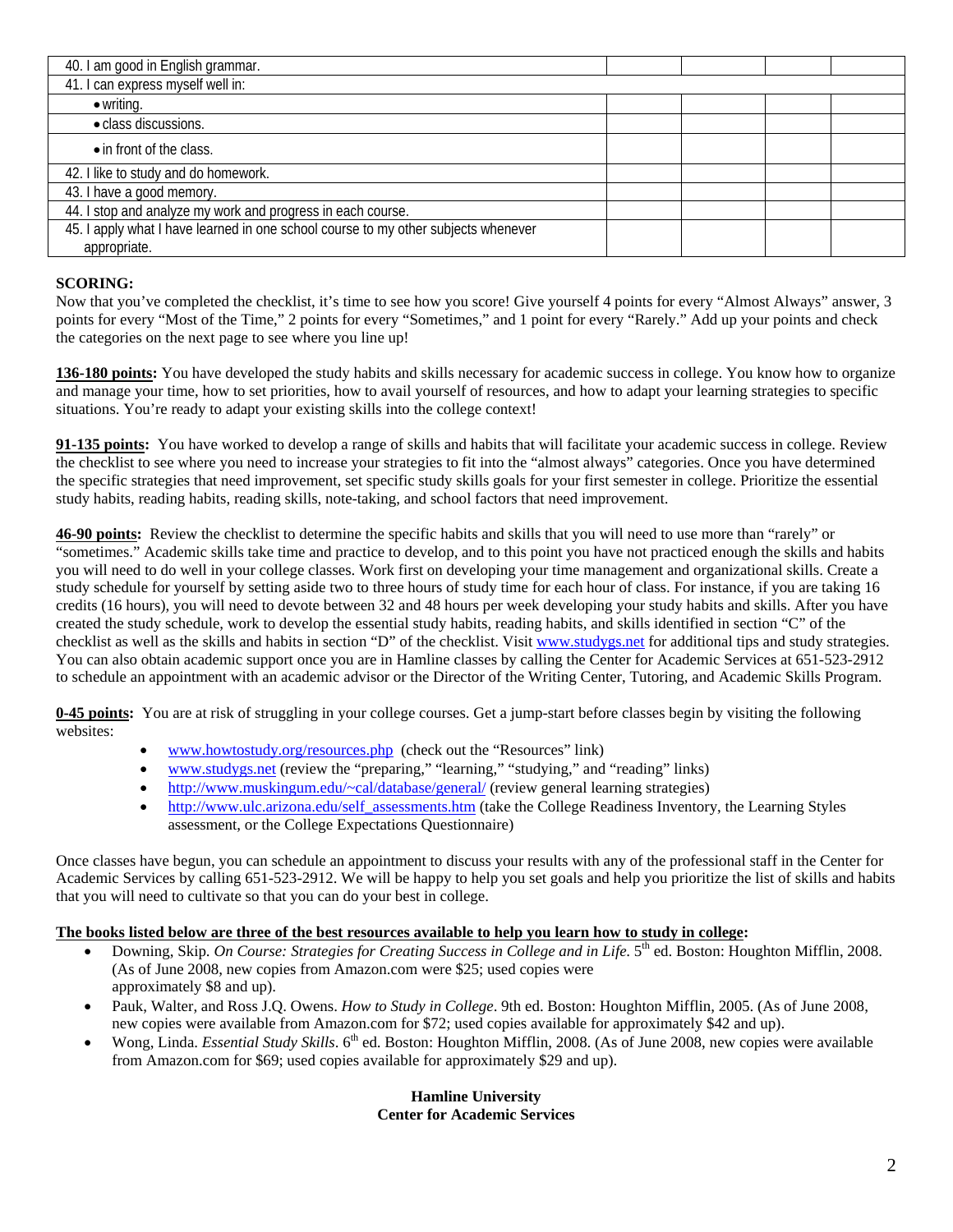| | | | | |
|---|---|---|---|---|
| 40. I am good in English grammar. | | | | |
| 41. I can express myself well in: | | | | |
| • writing. | | | | |
| • class discussions. | | | | |
| • in front of the class. | | | | |
| 42. I like to study and do homework. | | | | |
| 43. I have a good memory. | | | | |
| 44. I stop and analyze my work and progress in each course. | | | | |
| 45. I apply what I have learned in one school course to my other subjects whenever appropriate. | | | | |

**SCORING:**
Now that you've completed the checklist, it's time to see how you score! Give yourself 4 points for every "Almost Always" answer, 3 points for every "Most of the Time," 2 points for every "Sometimes," and 1 point for every "Rarely." Add up your points and check the categories on the next page to see where you line up!

**136-180 points:** You have developed the study habits and skills necessary for academic success in college. You know how to organize and manage your time, how to set priorities, how to avail yourself of resources, and how to adapt your learning strategies to specific situations. You're ready to adapt your existing skills into the college context!

**91-135 points:** You have worked to develop a range of skills and habits that will facilitate your academic success in college. Review the checklist to see where you need to increase your strategies to fit into the "almost always" categories. Once you have determined the specific strategies that need improvement, set specific study skills goals for your first semester in college. Prioritize the essential study habits, reading habits, reading skills, note-taking, and school factors that need improvement.

**46-90 points:** Review the checklist to determine the specific habits and skills that you will need to use more than "rarely" or "sometimes." Academic skills take time and practice to develop, and to this point you have not practiced enough the skills and habits you will need to do well in your college classes. Work first on developing your time management and organizational skills. Create a study schedule for yourself by setting aside two to three hours of study time for each hour of class. For instance, if you are taking 16 credits (16 hours), you will need to devote between 32 and 48 hours per week developing your study habits and skills. After you have created the study schedule, work to develop the essential study habits, reading habits, and skills identified in section "C" of the checklist as well as the skills and habits in section "D" of the checklist. Visit www.studygs.net for additional tips and study strategies. You can also obtain academic support once you are in Hamline classes by calling the Center for Academic Services at 651-523-2912 to schedule an appointment with an academic advisor or the Director of the Writing Center, Tutoring, and Academic Skills Program.

**0-45 points:** You are at risk of struggling in your college courses. Get a jump-start before classes begin by visiting the following websites:

- www.howtostudy.org/resources.php (check out the "Resources" link)
- www.studygs.net (review the "preparing," "learning," "studying," and "reading" links)
- http://www.muskingum.edu/~cal/database/general/ (review general learning strategies)
- http://www.ulc.arizona.edu/self_assessments.htm (take the College Readiness Inventory, the Learning Styles assessment, or the College Expectations Questionnaire)

Once classes have begun, you can schedule an appointment to discuss your results with any of the professional staff in the Center for Academic Services by calling 651-523-2912. We will be happy to help you set goals and help you prioritize the list of skills and habits that you will need to cultivate so that you can do your best in college.

**The books listed below are three of the best resources available to help you learn how to study in college:**

- Downing, Skip. *On Course: Strategies for Creating Success in College and in Life.* 5th ed. Boston: Houghton Mifflin, 2008. (As of June 2008, new copies from Amazon.com were $25; used copies were approximately $8 and up).
- Pauk, Walter, and Ross J.Q. Owens. *How to Study in College*. 9th ed. Boston: Houghton Mifflin, 2005. (As of June 2008, new copies were available from Amazon.com for $72; used copies available for approximately $42 and up).
- Wong, Linda. *Essential Study Skills*. 6th ed. Boston: Houghton Mifflin, 2008. (As of June 2008, new copies were available from Amazon.com for $69; used copies available for approximately $29 and up).

**Hamline University**
**Center for Academic Services**